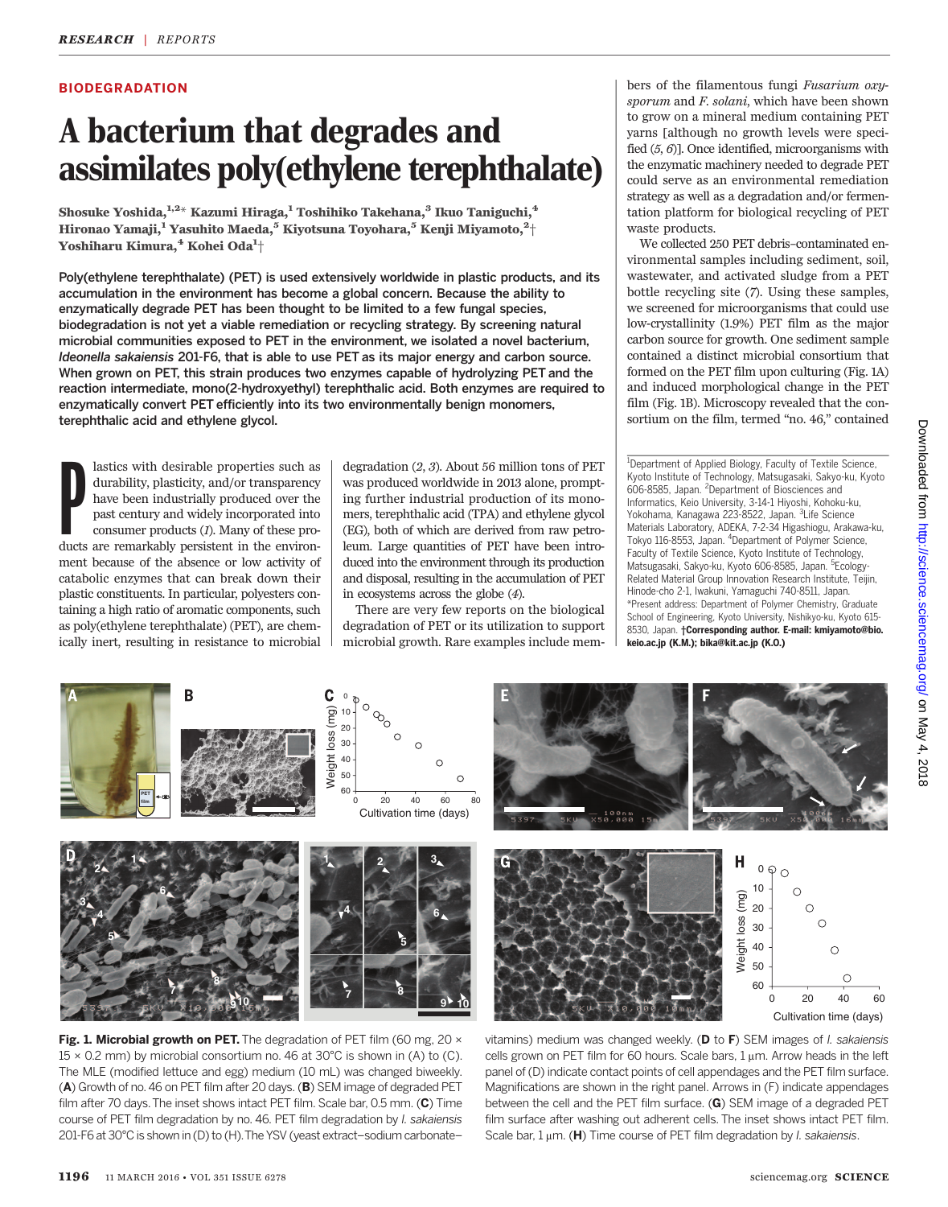BIODEGRADATION

# A bacterium that degrades and assimilates poly(ethylene terephthalate)

Shosuke Yoshida,[1,2]* Kazumi Hiraga,[1] Toshihiko Takehana,[3] Ikuo Taniguchi,[4] Hironao Yamaji,[1] Yasuhito Maeda,[5] Kiyotsuna Toyohara,[5] Kenji Miyamoto,[2]† Yoshiharu Kimura,[4] Kohei Oda[1]†

**Poly(ethylene terephthalate) (PET) is used extensively worldwide in plastic products, and its accumulation in the environment has become a global concern. Because the ability to enzymatically degrade PET has been thought to be limited to a few fungal species, biodegradation is not yet a viable remediation or recycling strategy. By screening natural microbial communities exposed to PET in the environment, we isolated a novel bacterium, *Ideonella sakaiensis* 201-F6, that is able to use PET as its major energy and carbon source. When grown on PET, this strain produces two enzymes capable of hydrolyzing PET and the reaction intermediate, mono(2-hydroxyethyl) terephthalic acid. Both enzymes are required to enzymatically convert PET efficiently into its two environmentally benign monomers, terephthalic acid and ethylene glycol.**

Plastics with desirable properties such as durability, plasticity, and/or transparency have been industrially produced over the past century and widely incorporated into consumer products (*1*). Many of these products are remarkably persistent in the environment because of the absence or low activity of catabolic enzymes that can break down their plastic constituents. In particular, polyesters containing a high ratio of aromatic components, such as poly(ethylene terephthalate) (PET), are chemically inert, resulting in resistance to microbial degradation (*2*, *3*). About 56 million tons of PET was produced worldwide in 2013 alone, prompting further industrial production of its monomers, terephthalic acid (TPA) and ethylene glycol (EG), both of which are derived from raw petroleum. Large quantities of PET have been introduced into the environment through its production and disposal, resulting in the accumulation of PET in ecosystems across the globe (*4*).

There are very few reports on the biological degradation of PET or its utilization to support microbial growth. Rare examples include members of the filamentous fungi *Fusarium oxysporum* and *F. solani*, which have been shown to grow on a mineral medium containing PET yarns [although no growth levels were specified (*5*, *6*)]. Once identified, microorganisms with the enzymatic machinery needed to degrade PET could serve as an environmental remediation strategy as well as a degradation and/or fermentation platform for biological recycling of PET waste products.

We collected 250 PET debris–contaminated environmental samples including sediment, soil, wastewater, and activated sludge from a PET bottle recycling site (*7*). Using these samples, we screened for microorganisms that could use low-crystallinity (1.9%) PET film as the major carbon source for growth. One sediment sample contained a distinct microbial consortium that formed on the PET film upon culturing (Fig. 1A) and induced morphological change in the PET film (Fig. 1B). Microscopy revealed that the consortium on the film, termed "no. 46," contained

[1]Department of Applied Biology, Faculty of Textile Science, Kyoto Institute of Technology, Matsugasaki, Sakyo-ku, Kyoto 606-8585, Japan. [2]Department of Biosciences and Informatics, Keio University, 3-14-1 Hiyoshi, Kohoku-ku, Yokohama, Kanagawa 223-8522, Japan. [3]Life Science Materials Laboratory, ADEKA, 7-2-34 Higashiogu, Arakawa-ku, Tokyo 116-8553, Japan. [4]Department of Polymer Science, Faculty of Textile Science, Kyoto Institute of Technology, Matsugasaki, Sakyo-ku, Kyoto 606-8585, Japan. [5]Ecology-Related Material Group Innovation Research Institute, Teijin, Hinode-cho 2-1, Iwakuni, Yamaguchi 740-8511, Japan.
*Present address: Department of Polymer Chemistry, Graduate School of Engineering, Kyoto University, Nishikyo-ku, Kyoto 615-8530, Japan. †**Corresponding author. E-mail: kmiyamoto@bio.keio.ac.jp (K.M.); bika@kit.ac.jp (K.O.)**

**Fig. 1. Microbial growth on PET.** The degradation of PET film (60 mg, 20 × 15 × 0.2 mm) by microbial consortium no. 46 at 30°C is shown in (A) to (C). The MLE (modified lettuce and egg) medium (10 mL) was changed biweekly. (**A**) Growth of no. 46 on PET film after 20 days. (**B**) SEM image of degraded PET film after 70 days. The inset shows intact PET film. Scale bar, 0.5 mm. (**C**) Time course of PET film degradation by no. 46. PET film degradation by *I. sakaiensis* 201-F6 at 30°C is shown in (D) to (H). The YSV (yeast extract–sodium carbonate–vitamins) medium was changed weekly. (**D** to **F**) SEM images of *I. sakaiensis* cells grown on PET film for 60 hours. Scale bars, 1 μm. Arrow heads in the left panel of (D) indicate contact points of cell appendages and the PET film surface. Magnifications are shown in the right panel. Arrows in (F) indicate appendages between the cell and the PET film surface. (**G**) SEM image of a degraded PET film surface after washing out adherent cells. The inset shows intact PET film. Scale bar, 1 μm. (**H**) Time course of PET film degradation by *I. sakaiensis*.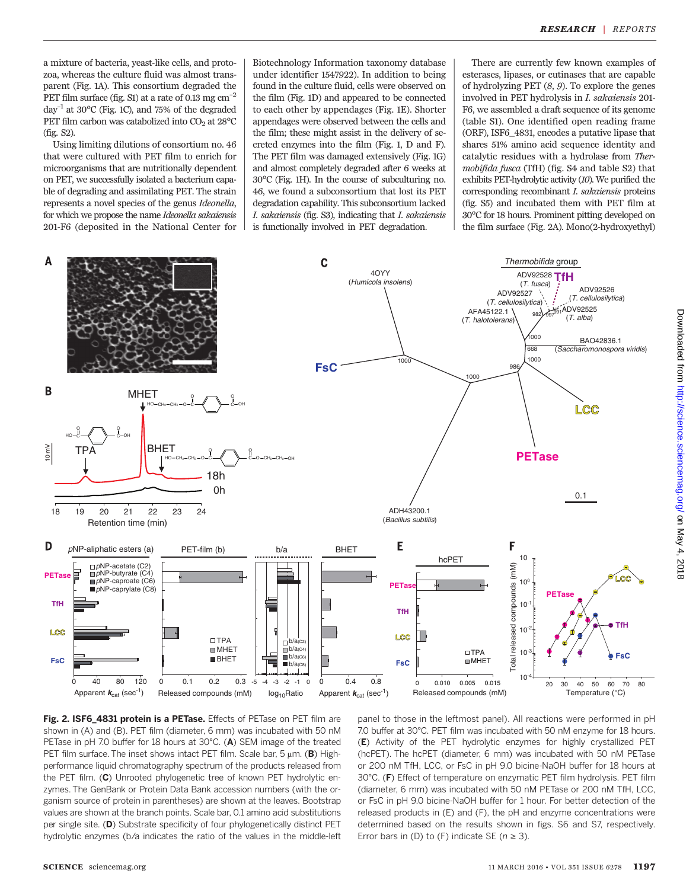a mixture of bacteria, yeast-like cells, and protozoa, whereas the culture fluid was almost transparent (Fig. 1A). This consortium degraded the PET film surface (fig. S1) at a rate of 0.13 mg $cm^{-2}$ $day^{-1}$ at 30°C (Fig. 1C), and 75% of the degraded PET film carbon was catabolized into $CO_2$ at 28°C (fig. S2).

Using limiting dilutions of consortium no. 46 that were cultured with PET film to enrich for microorganisms that are nutritionally dependent on PET, we successfully isolated a bacterium capable of degrading and assimilating PET. The strain represents a novel species of the genus *Ideonella*, for which we propose the name *Ideonella sakaiensis* 201-F6 (deposited in the National Center for Biotechnology Information taxonomy database under identifier 1547922). In addition to being found in the culture fluid, cells were observed on the film (Fig. 1D) and appeared to be connected to each other by appendages (Fig. 1E). Shorter appendages were observed between the cells and the film; these might assist in the delivery of secreted enzymes into the film (Fig. 1, D and F). The PET film was damaged extensively (Fig. 1G) and almost completely degraded after 6 weeks at 30°C (Fig. 1H). In the course of subculturing no. 46, we found a subconsortium that lost its PET degradation capability. This subconsortium lacked *I. sakaiensis* (fig. S3), indicating that *I. sakaiensis* is functionally involved in PET degradation.

There are currently few known examples of esterases, lipases, or cutinases that are capable of hydrolyzing PET (*8*, *9*). To explore the genes involved in PET hydrolysis in *I. sakaiensis* 201-F6, we assembled a draft sequence of its genome (table S1). One identified open reading frame (ORF), ISF6_4831, encodes a putative lipase that shares 51% amino acid sequence identity and catalytic residues with a hydrolase from *Thermobifida fusca* (TfH) (fig. S4 and table S2) that exhibits PET-hydrolytic activity (*10*). We purified the corresponding recombinant *I. sakaiensis* proteins (fig. S5) and incubated them with PET film at 30°C for 18 hours. Prominent pitting developed on the film surface (Fig. 2A). Mono(2-hydroxyethyl)

**Fig. 2. ISF6_4831 protein is a PETase.** Effects of PETase on PET film are shown in (A) and (B). PET film (diameter, 6 mm) was incubated with 50 nM PETase in pH 7.0 buffer for 18 hours at 30°C. (**A**) SEM image of the treated PET film surface. The inset shows intact PET film. Scale bar, 5 μm. (**B**) High-performance liquid chromatography spectrum of the products released from the PET film. (**C**) Unrooted phylogenetic tree of known PET hydrolytic enzymes. The GenBank or Protein Data Bank accession numbers (with the organism source of protein in parentheses) are shown at the leaves. Bootstrap values are shown at the branch points. Scale bar, 0.1 amino acid substitutions per single site. (**D**) Substrate specificity of four phylogenetically distinct PET hydrolytic enzymes (b/a indicates the ratio of the values in the middle-left panel to those in the leftmost panel). All reactions were performed in pH 7.0 buffer at 30°C. PET film was incubated with 50 nM enzyme for 18 hours. (**E**) Activity of the PET hydrolytic enzymes for highly crystallized PET (hcPET). The hcPET (diameter, 6 mm) was incubated with 50 nM PETase or 200 nM TfH, LCC, or FsC in pH 9.0 bicine-NaOH buffer for 18 hours at 30°C. (**F**) Effect of temperature on enzymatic PET film hydrolysis. PET film (diameter, 6 mm) was incubated with 50 nM PETase or 200 nM TfH, LCC, or FsC in pH 9.0 bicine-NaOH buffer for 1 hour. For better detection of the released products in (E) and (F), the pH and enzyme concentrations were determined based on the results shown in figs. S6 and S7, respectively. Error bars in (D) to (F) indicate SE ($n \geq 3$).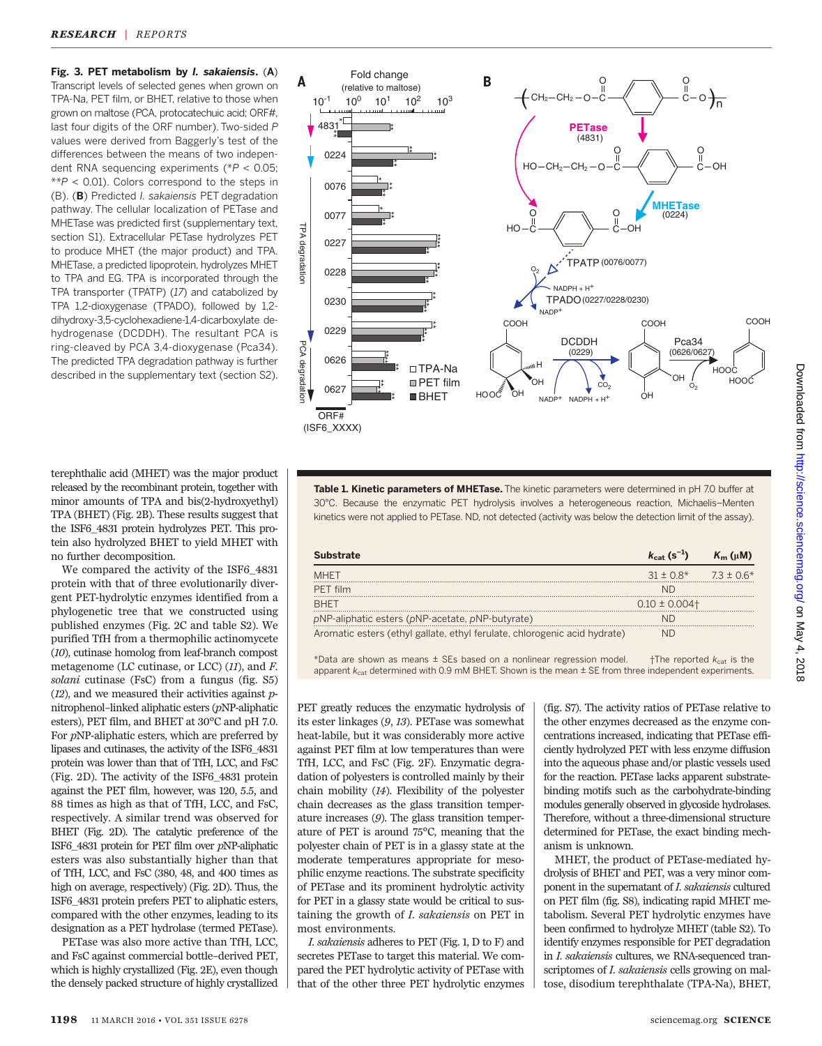**Fig. 3. PET metabolism by *I. sakaiensis*.** (**A**) Transcript levels of selected genes when grown on TPA-Na, PET film, or BHET, relative to those when grown on maltose (PCA, protocatechuic acid; ORF#, last four digits of the ORF number). Two-sided *P* values were derived from Baggerly's test of the differences between the means of two independent RNA sequencing experiments (\**P* < 0.05; \*\**P* < 0.01). Colors correspond to the steps in (B). (**B**) Predicted *I. sakaiensis* PET degradation pathway. The cellular localization of PETase and MHETase was predicted first (supplementary text, section S1). Extracellular PETase hydrolyzes PET to produce MHET (the major product) and TPA. MHETase, a predicted lipoprotein, hydrolyzes MHET to TPA and EG. TPA is incorporated through the TPA transporter (TPATP) (*17*) and catabolized by TPA 1,2-dioxygenase (TPADO), followed by 1,2-dihydroxy-3,5-cyclohexadiene-1,4-dicarboxylate dehydrogenase (DCDDH). The resultant PCA is ring-cleaved by PCA 3,4-dioxygenase (Pca34). The predicted TPA degradation pathway is further described in the supplementary text (section S2).

terephthalic acid (MHET) was the major product released by the recombinant protein, together with minor amounts of TPA and bis(2-hydroxyethyl) TPA (BHET) (Fig. 2B). These results suggest that the ISF6_4831 protein hydrolyzes PET. This protein also hydrolyzed BHET to yield MHET with no further decomposition.

We compared the activity of the ISF6_4831 protein with that of three evolutionarily divergent PET-hydrolytic enzymes identified from a phylogenetic tree that we constructed using published enzymes (Fig. 2C and table S2). We purified TfH from a thermophilic actinomycete (*10*), cutinase homolog from leaf-branch compost metagenome (LC cutinase, or LCC) (*11*), and *F. solani* cutinase (FsC) from a fungus (fig. S5) (*12*), and we measured their activities against *p*-nitrophenol–linked aliphatic esters (*p*NP-aliphatic esters), PET film, and BHET at 30°C and pH 7.0. For *p*NP-aliphatic esters, which are preferred by lipases and cutinases, the activity of the ISF6_4831 protein was lower than that of TfH, LCC, and FsC (Fig. 2D). The activity of the ISF6_4831 protein against the PET film, however, was 120, 5.5, and 88 times as high as that of TfH, LCC, and FsC, respectively. A similar trend was observed for BHET (Fig. 2D). The catalytic preference of the ISF6_4831 protein for PET film over *p*NP-aliphatic esters was also substantially higher than that of TfH, LCC, and FsC (380, 48, and 400 times as high on average, respectively) (Fig. 2D). Thus, the ISF6_4831 protein prefers PET to aliphatic esters, compared with the other enzymes, leading to its designation as a PET hydrolase (termed PETase).

PETase was also more active than TfH, LCC, and FsC against commercial bottle–derived PET, which is highly crystallized (Fig. 2E), even though the densely packed structure of highly crystallized PET greatly reduces the enzymatic hydrolysis of its ester linkages (*9*, *13*). PETase was somewhat heat-labile, but it was considerably more active against PET film at low temperatures than were TfH, LCC, and FsC (Fig. 2F). Enzymatic degradation of polyesters is controlled mainly by their chain mobility (*14*). Flexibility of the polyester chain decreases as the glass transition temperature increases (*9*). The glass transition temperature of PET is around 75°C, meaning that the polyester chain of PET is in a glassy state at the moderate temperatures appropriate for mesophilic enzyme reactions. The substrate specificity of PETase and its prominent hydrolytic activity for PET in a glassy state would be critical to sustaining the growth of *I. sakaiensis* on PET in most environments.

*I. sakaiensis* adheres to PET (Fig. 1, D to F) and secretes PETase to target this material. We compared the PET hydrolytic activity of PETase with that of the other three PET hydrolytic enzymes (fig. S7). The activity ratios of PETase relative to the other enzymes decreased as the enzyme concentrations increased, indicating that PETase efficiently hydrolyzed PET with less enzyme diffusion into the aqueous phase and/or plastic vessels used for the reaction. PETase lacks apparent substrate-binding motifs such as the carbohydrate-binding modules generally observed in glycoside hydrolases. Therefore, without a three-dimensional structure determined for PETase, the exact binding mechanism is unknown.

MHET, the product of PETase-mediated hydrolysis of BHET and PET, was a very minor component in the supernatant of *I. sakaiensis* cultured on PET film (fig. S8), indicating rapid MHET metabolism. Several PET hydrolytic enzymes have been confirmed to hydrolyze MHET (table S2). To identify enzymes responsible for PET degradation in *I. sakaiensis* cultures, we RNA-sequenced transcriptomes of *I. sakaiensis* cells growing on maltose, disodium terephthalate (TPA-Na), BHET,

**Table 1. Kinetic parameters of MHETase.** The kinetic parameters were determined in pH 7.0 buffer at 30°C. Because the enzymatic PET hydrolysis involves a heterogeneous reaction, Michaelis–Menten kinetics were not applied to PETase. ND, not detected (activity was below the detection limit of the assay).

| Substrate | $k_{cat}$ ($s^{-1}$) | $K_m$ (μM) |
|---|---|---|
| MHET | 31 ± 0.8* | 7.3 ± 0.6* |
| PET film | ND | |
| BHET | 0.10 ± 0.004† | |
| *p*NP-aliphatic esters (*p*NP-acetate, *p*NP-butyrate) | ND | |
| Aromatic esters (ethyl gallate, ethyl ferulate, chlorogenic acid hydrate) | ND | |

\*Data are shown as means ± SEs based on a nonlinear regression model. †The reported $k_{cat}$ is the apparent $k_{cat}$ determined with 0.9 mM BHET. Shown is the mean ± SE from three independent experiments.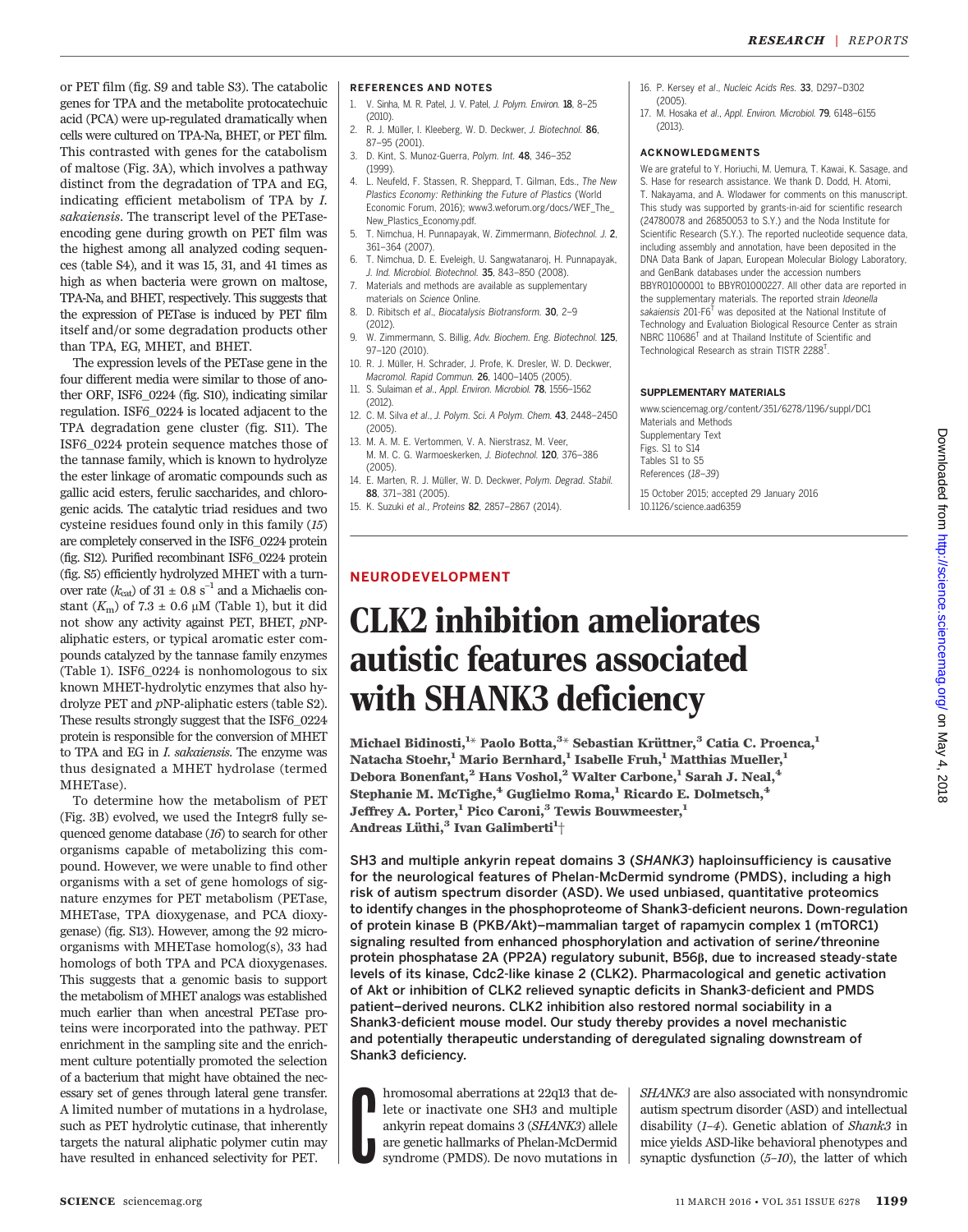or PET film (fig. S9 and table S3). The catabolic genes for TPA and the metabolite protocatechuic acid (PCA) were up-regulated dramatically when cells were cultured on TPA-Na, BHET, or PET film. This contrasted with genes for the catabolism of maltose (Fig. 3A), which involves a pathway distinct from the degradation of TPA and EG, indicating efficient metabolism of TPA by *I. sakaiensis*. The transcript level of the PETase-encoding gene during growth on PET film was the highest among all analyzed coding sequences (table S4), and it was 15, 31, and 41 times as high as when bacteria were grown on maltose, TPA-Na, and BHET, respectively. This suggests that the expression of PETase is induced by PET film itself and/or some degradation products other than TPA, EG, MHET, and BHET.

The expression levels of the PETase gene in the four different media were similar to those of another ORF, ISF6_0224 (fig. S10), indicating similar regulation. ISF6_0224 is located adjacent to the TPA degradation gene cluster (fig. S11). The ISF6_0224 protein sequence matches those of the tannase family, which is known to hydrolyze the ester linkage of aromatic compounds such as gallic acid esters, ferulic saccharides, and chlorogenic acids. The catalytic triad residues and two cysteine residues found only in this family (*15*) are completely conserved in the ISF6_0224 protein (fig. S12). Purified recombinant ISF6_0224 protein (fig. S5) efficiently hydrolyzed MHET with a turnover rate ($k_{cat}$) of $31 \pm 0.8$ s$^{-1}$ and a Michaelis constant ($K_m$) of $7.3 \pm 0.6$ μM (Table 1), but it did not show any activity against PET, BHET, *p*NP-aliphatic esters, or typical aromatic ester compounds catalyzed by the tannase family enzymes (Table 1). ISF6_0224 is nonhomologous to six known MHET-hydrolytic enzymes that also hydrolyze PET and *p*NP-aliphatic esters (table S2). These results strongly suggest that the ISF6_0224 protein is responsible for the conversion of MHET to TPA and EG in *I. sakaiensis*. The enzyme was thus designated a MHET hydrolase (termed MHETase).

To determine how the metabolism of PET (Fig. 3B) evolved, we used the Integr8 fully sequenced genome database (*16*) to search for other organisms capable of metabolizing this compound. However, we were unable to find other organisms with a set of gene homologs of signature enzymes for PET metabolism (PETase, MHETase, TPA dioxygenase, and PCA dioxygenase) (fig. S13). However, among the 92 microorganisms with MHETase homolog(s), 33 had homologs of both TPA and PCA dioxygenases. This suggests that a genomic basis to support the metabolism of MHET analogs was established much earlier than when ancestral PETase proteins were incorporated into the pathway. PET enrichment in the sampling site and the enrichment culture potentially promoted the selection of a bacterium that might have obtained the necessary set of genes through lateral gene transfer. A limited number of mutations in a hydrolase, such as PET hydrolytic cutinase, that inherently targets the natural aliphatic polymer cutin may have resulted in enhanced selectivity for PET.

## REFERENCES AND NOTES

1. V. Sinha, M. R. Patel, J. V. Patel, *J. Polym. Environ.* **18**, 8–25 (2010).
2. R. J. Müller, I. Kleeberg, W. D. Deckwer, *J. Biotechnol.* **86**, 87–95 (2001).
3. D. Kint, S. Munoz-Guerra, *Polym. Int.* **48**, 346–352 (1999).
4. L. Neufeld, F. Stassen, R. Sheppard, T. Gilman, Eds., *The New Plastics Economy: Rethinking the Future of Plastics* (World Economic Forum, 2016); www3.weforum.org/docs/WEF_The_New_Plastics_Economy.pdf.
5. T. Nimchua, H. Punnapayak, W. Zimmermann, *Biotechnol. J.* **2**, 361–364 (2007).
6. T. Nimchua, D. E. Eveleigh, U. Sangwatanaroj, H. Punnapayak, *J. Ind. Microbiol. Biotechnol.* **35**, 843–850 (2008).
7. Materials and methods are available as supplementary materials on *Science* Online.
8. D. Ribitsch *et al.*, *Biocatalysis Biotransform.* **30**, 2–9 (2012).
9. W. Zimmermann, S. Billig, *Adv. Biochem. Eng. Biotechnol.* **125**, 97–120 (2010).
10. R. J. Müller, H. Schrader, J. Profe, K. Dresler, W. D. Deckwer, *Macromol. Rapid Commun.* **26**, 1400–1405 (2005).
11. S. Sulaiman *et al.*, *Appl. Environ. Microbiol.* **78**, 1556–1562 (2012).
12. C. M. Silva *et al.*, *J. Polym. Sci. A Polym. Chem.* **43**, 2448–2450 (2005).
13. M. A. M. E. Vertommen, V. A. Nierstrasz, M. Veer, M. M. C. G. Warmoeskerken, *J. Biotechnol.* **120**, 376–386 (2005).
14. E. Marten, R. J. Müller, W. D. Deckwer, *Polym. Degrad. Stabil.* **88**, 371–381 (2005).
15. K. Suzuki *et al.*, *Proteins* **82**, 2857–2867 (2014).
16. P. Kersey *et al.*, *Nucleic Acids Res.* **33**, D297–D302 (2005).
17. M. Hosaka *et al.*, *Appl. Environ. Microbiol.* **79**, 6148–6155 (2013).

## ACKNOWLEDGMENTS

We are grateful to Y. Horiuchi, M. Uemura, T. Kawai, K. Sasage, and S. Hase for research assistance. We thank D. Dodd, H. Atomi, T. Nakayama, and A. Wlodawer for comments on this manuscript. This study was supported by grants-in-aid for scientific research (24780078 and 26850053 to S.Y.) and the Noda Institute for Scientific Research (S.Y.). The reported nucleotide sequence data, including assembly and annotation, have been deposited in the DNA Data Bank of Japan, European Molecular Biology Laboratory, and GenBank databases under the accession numbers BBYR01000001 to BBYR01000227. All other data are reported in the supplementary materials. The reported strain *Ideonella sakaiensis* 201-F6[T] was deposited at the National Institute of Technology and Evaluation Biological Resource Center as strain NBRC 110686[T] and at Thailand Institute of Scientific and Technological Research as strain TISTR 2288[T].

## SUPPLEMENTARY MATERIALS

www.sciencemag.org/content/351/6278/1196/suppl/DC1
Materials and Methods
Supplementary Text
Figs. S1 to S14
Tables S1 to S5
References (*18*–*39*)

15 October 2015; accepted 29 January 2016
10.1126/science.aad6359

NEURODEVELOPMENT

# CLK2 inhibition ameliorates autistic features associated with SHANK3 deficiency

**Michael Bidinosti,[1]* Paolo Botta,[3]* Sebastian Krüttner,[3] Catia C. Proenca,[1] Natacha Stoehr,[1] Mario Bernhard,[1] Isabelle Fruh,[1] Matthias Mueller,[1] Debora Bonenfant,[2] Hans Voshol,[2] Walter Carbone,[1] Sarah J. Neal,[4] Stephanie M. McTighe,[4] Guglielmo Roma,[1] Ricardo E. Dolmetsch,[4] Jeffrey A. Porter,[1] Pico Caroni,[3] Tewis Bouwmeester,[1] Andreas Lüthi,[3] Ivan Galimberti[1]†**

**SH3 and multiple ankyrin repeat domains 3 (*SHANK3*) haploinsufficiency is causative for the neurological features of Phelan-McDermid syndrome (PMDS), including a high risk of autism spectrum disorder (ASD). We used unbiased, quantitative proteomics to identify changes in the phosphoproteome of Shank3-deficient neurons. Down-regulation of protein kinase B (PKB/Akt)–mammalian target of rapamycin complex 1 (mTORC1) signaling resulted from enhanced phosphorylation and activation of serine/threonine protein phosphatase 2A (PP2A) regulatory subunit, B56β, due to increased steady-state levels of its kinase, Cdc2-like kinase 2 (CLK2). Pharmacological and genetic activation of Akt or inhibition of CLK2 relieved synaptic deficits in Shank3-deficient and PMDS patient–derived neurons. CLK2 inhibition also restored normal sociability in a Shank3-deficient mouse model. Our study thereby provides a novel mechanistic and potentially therapeutic understanding of deregulated signaling downstream of Shank3 deficiency.**

Chromosomal aberrations at 22q13 that delete or inactivate one SH3 and multiple ankyrin repeat domains 3 (*SHANK3*) allele are genetic hallmarks of Phelan-McDermid syndrome (PMDS). De novo mutations in *SHANK3* are also associated with nonsyndromic autism spectrum disorder (ASD) and intellectual disability (*1*–*4*). Genetic ablation of *Shank3* in mice yields ASD-like behavioral phenotypes and synaptic dysfunction (*5*–*10*), the latter of which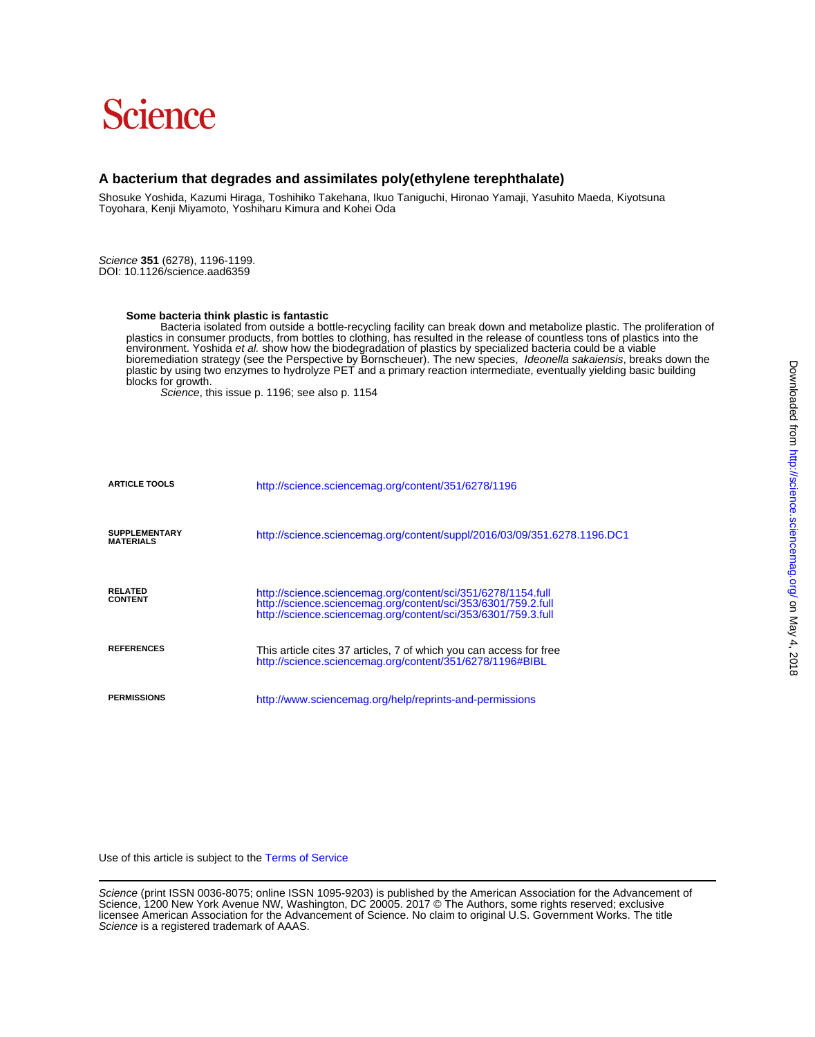Science

# A bacterium that degrades and assimilates poly(ethylene terephthalate)

Shosuke Yoshida, Kazumi Hiraga, Toshihiko Takehana, Ikuo Taniguchi, Hironao Yamaji, Yasuhito Maeda, Kiyotsuna Toyohara, Kenji Miyamoto, Yoshiharu Kimura and Kohei Oda

*Science* **351** (6278), 1196-1199.
DOI: 10.1126/science.aad6359

**Some bacteria think plastic is fantastic**

Bacteria isolated from outside a bottle-recycling facility can break down and metabolize plastic. The proliferation of plastics in consumer products, from bottles to clothing, has resulted in the release of countless tons of plastics into the environment. Yoshida *et al.* show how the biodegradation of plastics by specialized bacteria could be a viable bioremediation strategy (see the Perspective by Bornscheuer). The new species, *Ideonella sakaiensis*, breaks down the plastic by using two enzymes to hydrolyze PET and a primary reaction intermediate, eventually yielding basic building blocks for growth.

*Science*, this issue p. 1196; see also p. 1154

| | |
|---|---|
| **ARTICLE TOOLS** | http://science.sciencemag.org/content/351/6278/1196 |
| **SUPPLEMENTARY MATERIALS** | http://science.sciencemag.org/content/suppl/2016/03/09/351.6278.1196.DC1 |
| **RELATED CONTENT** | http://science.sciencemag.org/content/sci/351/6278/1154.full<br>http://science.sciencemag.org/content/sci/353/6301/759.2.full<br>http://science.sciencemag.org/content/sci/353/6301/759.3.full |
| **REFERENCES** | This article cites 37 articles, 7 of which you can access for free<br>http://science.sciencemag.org/content/351/6278/1196#BIBL |
| **PERMISSIONS** | http://www.sciencemag.org/help/reprints-and-permissions |

Use of this article is subject to the Terms of Service

*Science* (print ISSN 0036-8075; online ISSN 1095-9203) is published by the American Association for the Advancement of Science, 1200 New York Avenue NW, Washington, DC 20005. 2017 © The Authors, some rights reserved; exclusive licensee American Association for the Advancement of Science. No claim to original U.S. Government Works. The title *Science* is a registered trademark of AAAS.

Downloaded from http://science.sciencemag.org/ on May 4, 2018